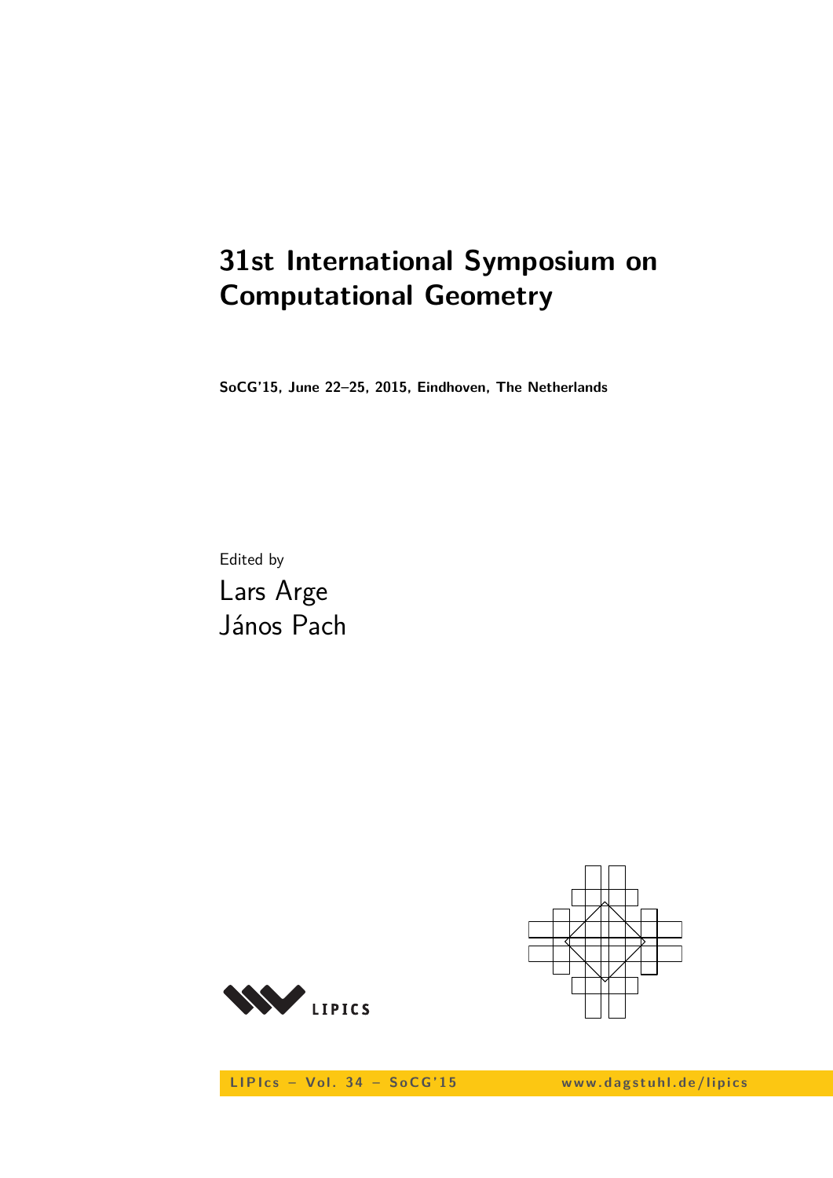# 31st International Symposium on Computational Geometry

**SoCG'15, June 22–25, 2015, Eindhoven, The Netherlands**

Edited by

Lars Arge
János Pach

LIPICS

LIPIcs – Vol. 34 – SoCG'15 www.dagstuhl.de/lipics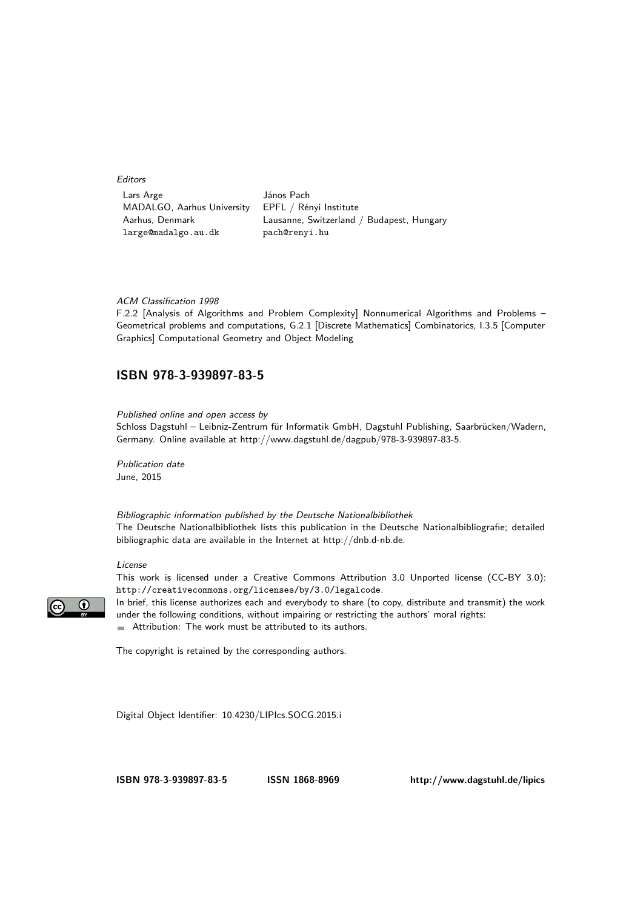*Editors*

Lars Arge
MADALGO, Aarhus University
Aarhus, Denmark
large@madalgo.au.dk

János Pach
EPFL / Rényi Institute
Lausanne, Switzerland / Budapest, Hungary
pach@renyi.hu

*ACM Classification 1998*
F.2.2 [Analysis of Algorithms and Problem Complexity] Nonnumerical Algorithms and Problems – Geometrical problems and computations, G.2.1 [Discrete Mathematics] Combinatorics, I.3.5 [Computer Graphics] Computational Geometry and Object Modeling

## ISBN 978-3-939897-83-5

*Published online and open access by*
Schloss Dagstuhl – Leibniz-Zentrum für Informatik GmbH, Dagstuhl Publishing, Saarbrücken/Wadern, Germany. Online available at http://www.dagstuhl.de/dagpub/978-3-939897-83-5.

*Publication date*
June, 2015

*Bibliographic information published by the Deutsche Nationalbibliothek*
The Deutsche Nationalbibliothek lists this publication in the Deutsche Nationalbibliografie; detailed bibliographic data are available in the Internet at http://dnb.d-nb.de.

*License*
This work is licensed under a Creative Commons Attribution 3.0 Unported license (CC-BY 3.0): http://creativecommons.org/licenses/by/3.0/legalcode.
In brief, this license authorizes each and everybody to share (to copy, distribute and transmit) the work under the following conditions, without impairing or restricting the authors' moral rights:

- Attribution: The work must be attributed to its authors.

The copyright is retained by the corresponding authors.

Digital Object Identifier: 10.4230/LIPIcs.SOCG.2015.i

**ISBN 978-3-939897-83-5** **ISSN 1868-8969** **http://www.dagstuhl.de/lipics**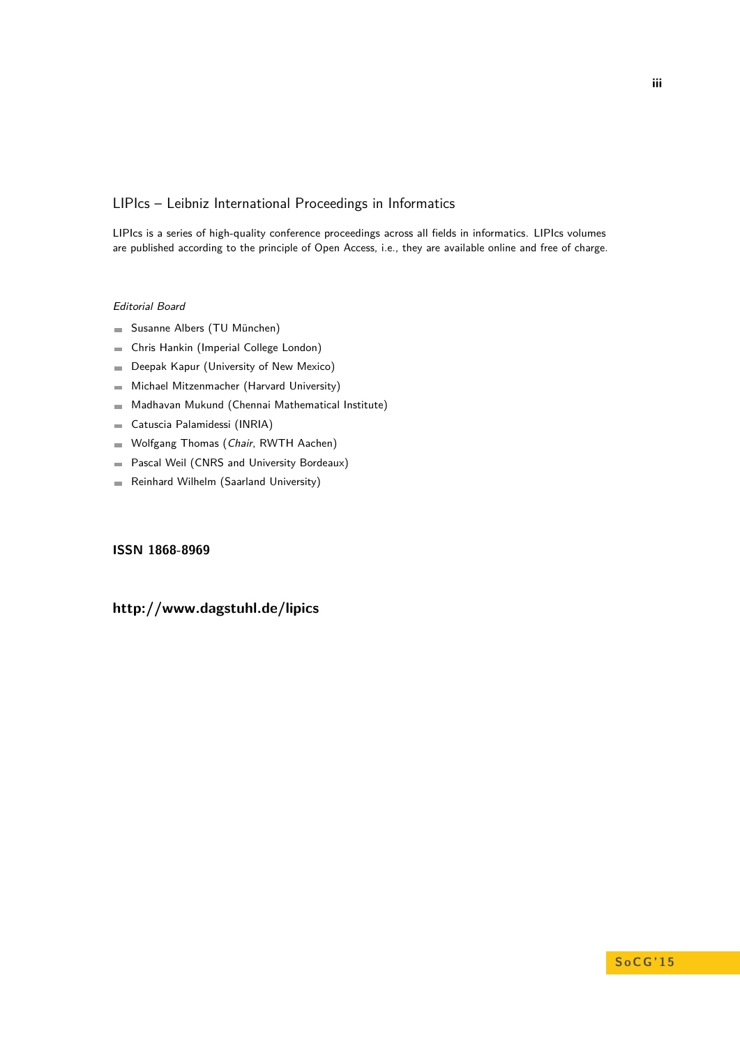## LIPIcs – Leibniz International Proceedings in Informatics

LIPIcs is a series of high-quality conference proceedings across all fields in informatics. LIPIcs volumes are published according to the principle of Open Access, i.e., they are available online and free of charge.

*Editorial Board*

- Susanne Albers (TU München)
- Chris Hankin (Imperial College London)
- Deepak Kapur (University of New Mexico)
- Michael Mitzenmacher (Harvard University)
- Madhavan Mukund (Chennai Mathematical Institute)
- Catuscia Palamidessi (INRIA)
- Wolfgang Thomas (*Chair*, RWTH Aachen)
- Pascal Weil (CNRS and University Bordeaux)
- Reinhard Wilhelm (Saarland University)

**ISSN 1868-8969**

**http://www.dagstuhl.de/lipics**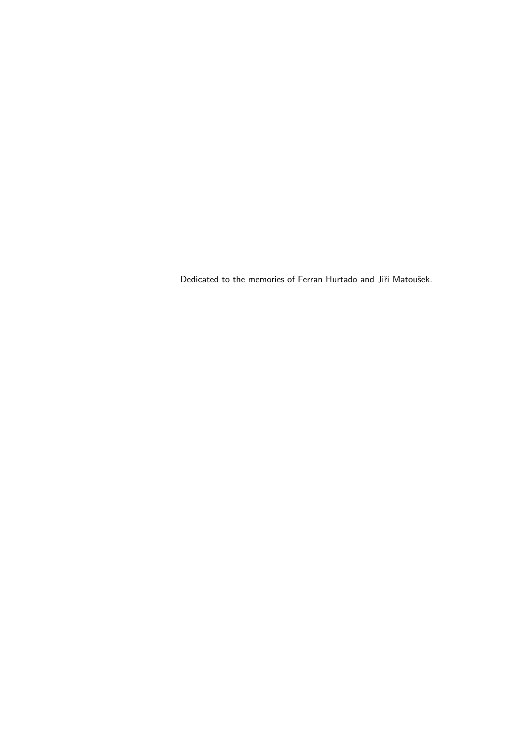Dedicated to the memories of Ferran Hurtado and Jiří Matoušek.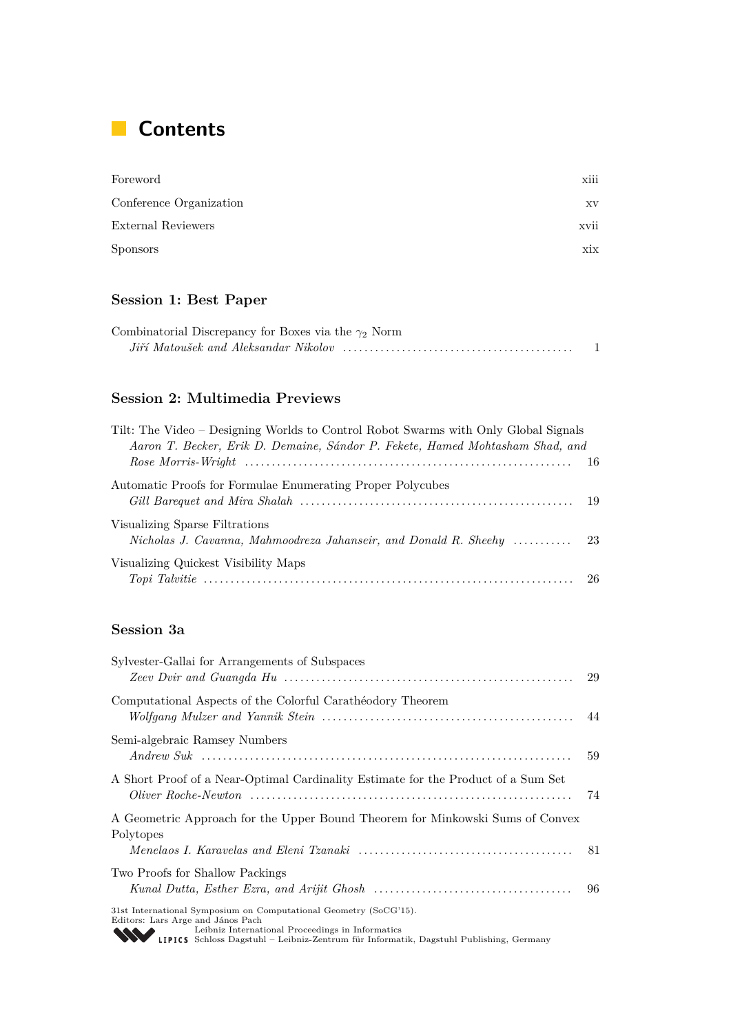# Contents

Foreword ... xiii

Conference Organization ... xv

External Reviewers ... xvii

Sponsors ... xix

## Session 1: Best Paper

Combinatorial Discrepancy for Boxes via the $\gamma_2$ Norm
*Jiří Matoušek and Aleksandar Nikolov* ... 1

## Session 2: Multimedia Previews

Tilt: The Video – Designing Worlds to Control Robot Swarms with Only Global Signals
*Aaron T. Becker, Erik D. Demaine, Sándor P. Fekete, Hamed Mohtasham Shad, and Rose Morris-Wright* ... 16

Automatic Proofs for Formulae Enumerating Proper Polycubes
*Gill Barequet and Mira Shalah* ... 19

Visualizing Sparse Filtrations
*Nicholas J. Cavanna, Mahmoodreza Jahanseir, and Donald R. Sheehy* ... 23

Visualizing Quickest Visibility Maps
*Topi Talvitie* ... 26

## Session 3a

Sylvester-Gallai for Arrangements of Subspaces
*Zeev Dvir and Guangda Hu* ... 29

Computational Aspects of the Colorful Carathéodory Theorem
*Wolfgang Mulzer and Yannik Stein* ... 44

Semi-algebraic Ramsey Numbers
*Andrew Suk* ... 59

A Short Proof of a Near-Optimal Cardinality Estimate for the Product of a Sum Set
*Oliver Roche-Newton* ... 74

A Geometric Approach for the Upper Bound Theorem for Minkowski Sums of Convex Polytopes
*Menelaos I. Karavelas and Eleni Tzanaki* ... 81

Two Proofs for Shallow Packings
*Kunal Dutta, Esther Ezra, and Arijit Ghosh* ... 96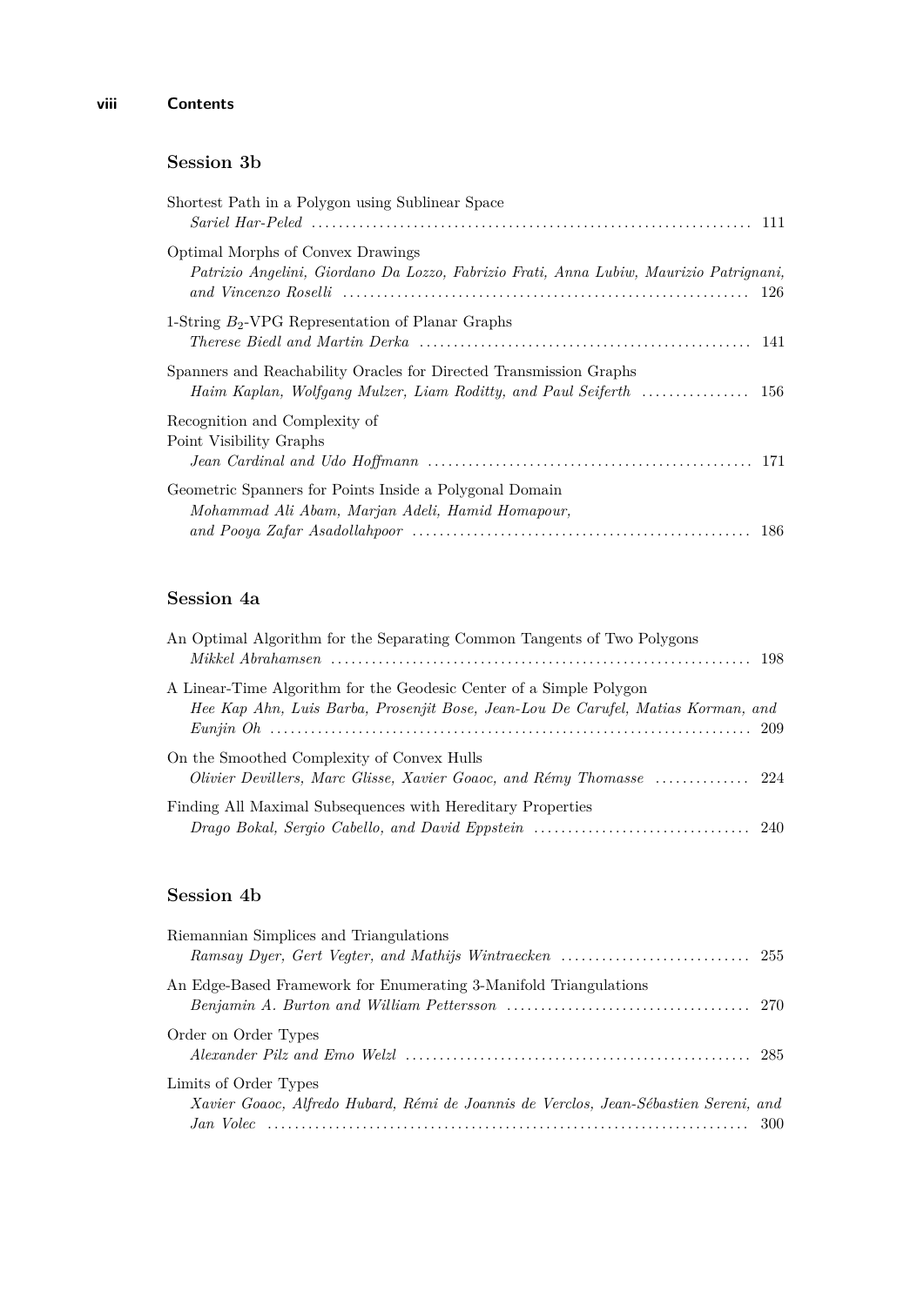## Session 3b

Shortest Path in a Polygon using Sublinear Space
*Sariel Har-Peled* ................................................................. 111

Optimal Morphs of Convex Drawings
*Patrizio Angelini, Giordano Da Lozzo, Fabrizio Frati, Anna Lubiw, Maurizio Patrignani, and Vincenzo Roselli* ................................................................. 126

1-String $B_2$-VPG Representation of Planar Graphs
*Therese Biedl and Martin Derka* ................................................................. 141

Spanners and Reachability Oracles for Directed Transmission Graphs
*Haim Kaplan, Wolfgang Mulzer, Liam Roditty, and Paul Seiferth* ................ 156

Recognition and Complexity of Point Visibility Graphs
*Jean Cardinal and Udo Hoffmann* ................................................................. 171

Geometric Spanners for Points Inside a Polygonal Domain
*Mohammad Ali Abam, Marjan Adeli, Hamid Homapour, and Pooya Zafar Asadollahpoor* ................................................................. 186

## Session 4a

An Optimal Algorithm for the Separating Common Tangents of Two Polygons
*Mikkel Abrahamsen* ................................................................. 198

A Linear-Time Algorithm for the Geodesic Center of a Simple Polygon
*Hee Kap Ahn, Luis Barba, Prosenjit Bose, Jean-Lou De Carufel, Matias Korman, and Eunjin Oh* ................................................................. 209

On the Smoothed Complexity of Convex Hulls
*Olivier Devillers, Marc Glisse, Xavier Goaoc, and Rémy Thomasse* .............. 224

Finding All Maximal Subsequences with Hereditary Properties
*Drago Bokal, Sergio Cabello, and David Eppstein* ................................ 240

## Session 4b

Riemannian Simplices and Triangulations
*Ramsay Dyer, Gert Vegter, and Mathijs Wintraecken* ............................ 255

An Edge-Based Framework for Enumerating 3-Manifold Triangulations
*Benjamin A. Burton and William Pettersson* .................................... 270

Order on Order Types
*Alexander Pilz and Emo Welzl* ................................................................. 285

Limits of Order Types
*Xavier Goaoc, Alfredo Hubard, Rémi de Joannis de Verclos, Jean-Sébastien Sereni, and Jan Volec* ................................................................. 300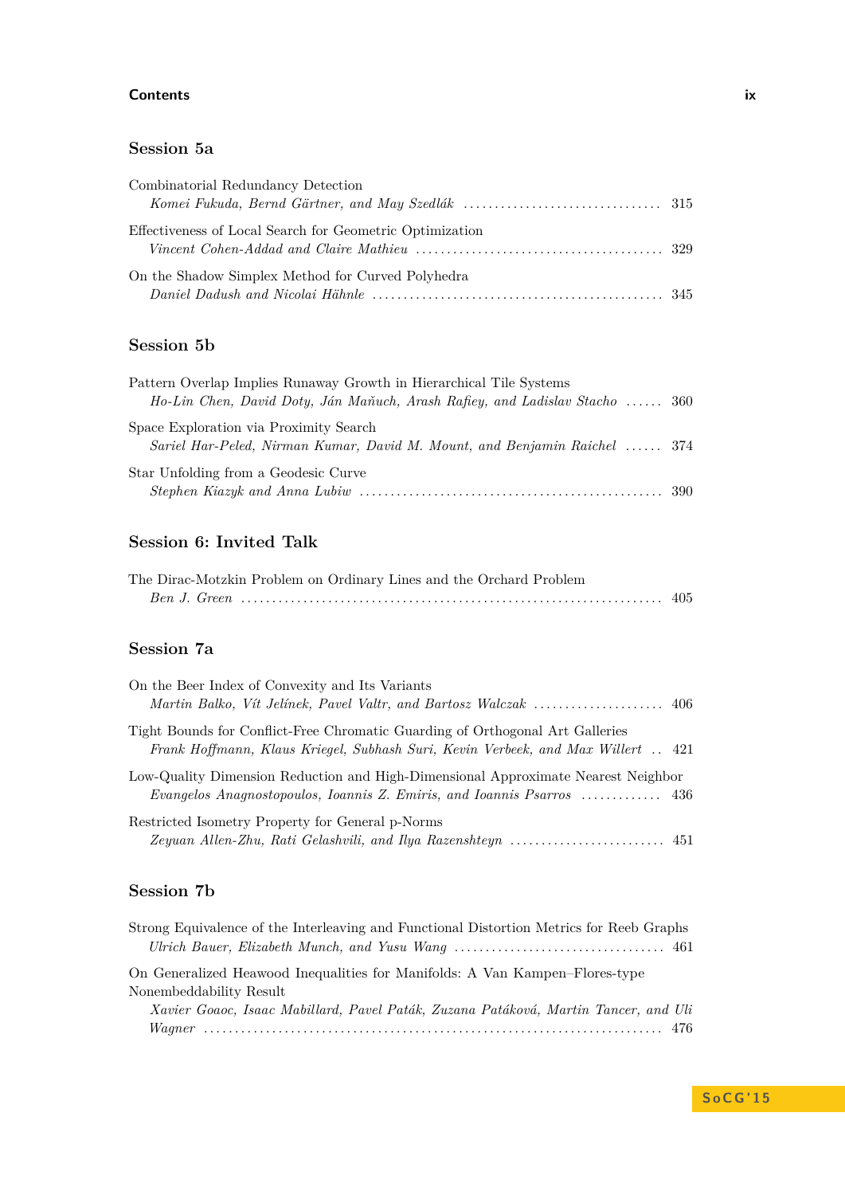## Session 5a

Combinatorial Redundancy Detection
*Komei Fukuda, Bernd Gärtner, and May Szedlák* ................................ 315

Effectiveness of Local Search for Geometric Optimization
*Vincent Cohen-Addad and Claire Mathieu* ........................................ 329

On the Shadow Simplex Method for Curved Polyhedra
*Daniel Dadush and Nicolai Hähnle* .............................................. 345

## Session 5b

Pattern Overlap Implies Runaway Growth in Hierarchical Tile Systems
*Ho-Lin Chen, David Doty, Ján Maňuch, Arash Rafiey, and Ladislav Stacho* ...... 360

Space Exploration via Proximity Search
*Sariel Har-Peled, Nirman Kumar, David M. Mount, and Benjamin Raichel* ...... 374

Star Unfolding from a Geodesic Curve
*Stephen Kiazyk and Anna Lubiw* ................................................. 390

## Session 6: Invited Talk

The Dirac-Motzkin Problem on Ordinary Lines and the Orchard Problem
*Ben J. Green* ................................................................... 405

## Session 7a

On the Beer Index of Convexity and Its Variants
*Martin Balko, Vít Jelínek, Pavel Valtr, and Bartosz Walczak* ..................... 406

Tight Bounds for Conflict-Free Chromatic Guarding of Orthogonal Art Galleries
*Frank Hoffmann, Klaus Kriegel, Subhash Suri, Kevin Verbeek, and Max Willert* .. 421

Low-Quality Dimension Reduction and High-Dimensional Approximate Nearest Neighbor
*Evangelos Anagnostopoulos, Ioannis Z. Emiris, and Ioannis Psarros* ............. 436

Restricted Isometry Property for General p-Norms
*Zeyuan Allen-Zhu, Rati Gelashvili, and Ilya Razenshteyn* ......................... 451

## Session 7b

Strong Equivalence of the Interleaving and Functional Distortion Metrics for Reeb Graphs
*Ulrich Bauer, Elizabeth Munch, and Yusu Wang* .................................. 461

On Generalized Heawood Inequalities for Manifolds: A Van Kampen–Flores-type Nonembeddability Result
*Xavier Goaoc, Isaac Mabillard, Pavel Paták, Zuzana Patáková, Martin Tancer, and Uli Wagner* ......................................................................... 476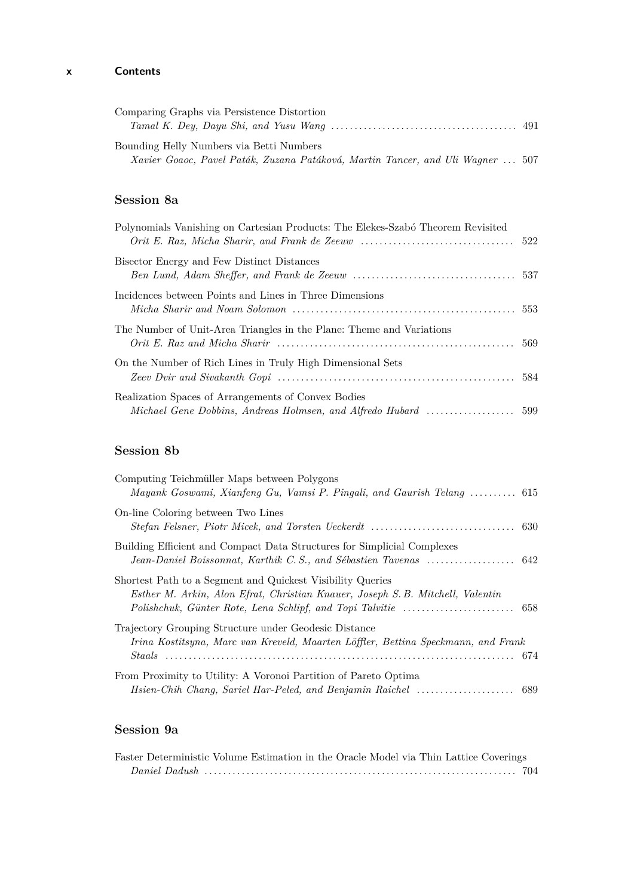Comparing Graphs via Persistence Distortion
*Tamal K. Dey, Dayu Shi, and Yusu Wang* ........................................ 491

Bounding Helly Numbers via Betti Numbers
*Xavier Goaoc, Pavel Paták, Zuzana Patáková, Martin Tancer, and Uli Wagner* ... 507

## Session 8a

Polynomials Vanishing on Cartesian Products: The Elekes-Szabó Theorem Revisited
*Orit E. Raz, Micha Sharir, and Frank de Zeeuw* ................................ 522

Bisector Energy and Few Distinct Distances
*Ben Lund, Adam Sheffer, and Frank de Zeeuw* .................................. 537

Incidences between Points and Lines in Three Dimensions
*Micha Sharir and Noam Solomon* ............................................... 553

The Number of Unit-Area Triangles in the Plane: Theme and Variations
*Orit E. Raz and Micha Sharir* ................................................ 569

On the Number of Rich Lines in Truly High Dimensional Sets
*Zeev Dvir and Sivakanth Gopi* ................................................ 584

Realization Spaces of Arrangements of Convex Bodies
*Michael Gene Dobbins, Andreas Holmsen, and Alfredo Hubard* .................. 599

## Session 8b

Computing Teichmüller Maps between Polygons
*Mayank Goswami, Xianfeng Gu, Vamsi P. Pingali, and Gaurish Telang* .......... 615

On-line Coloring between Two Lines
*Stefan Felsner, Piotr Micek, and Torsten Ueckerdt* ........................... 630

Building Efficient and Compact Data Structures for Simplicial Complexes
*Jean-Daniel Boissonnat, Karthik C. S., and Sébastien Tavenas* ................ 642

Shortest Path to a Segment and Quickest Visibility Queries
*Esther M. Arkin, Alon Efrat, Christian Knauer, Joseph S. B. Mitchell, Valentin Polishchuk, Günter Rote, Lena Schlipf, and Topi Talvitie* ........................ 658

Trajectory Grouping Structure under Geodesic Distance
*Irina Kostitsyna, Marc van Kreveld, Maarten Löffler, Bettina Speckmann, and Frank Staals* ......................................................................... 674

From Proximity to Utility: A Voronoi Partition of Pareto Optima
*Hsien-Chih Chang, Sariel Har-Peled, and Benjamin Raichel* ..................... 689

## Session 9a

Faster Deterministic Volume Estimation in the Oracle Model via Thin Lattice Coverings
*Daniel Dadush* ................................................................. 704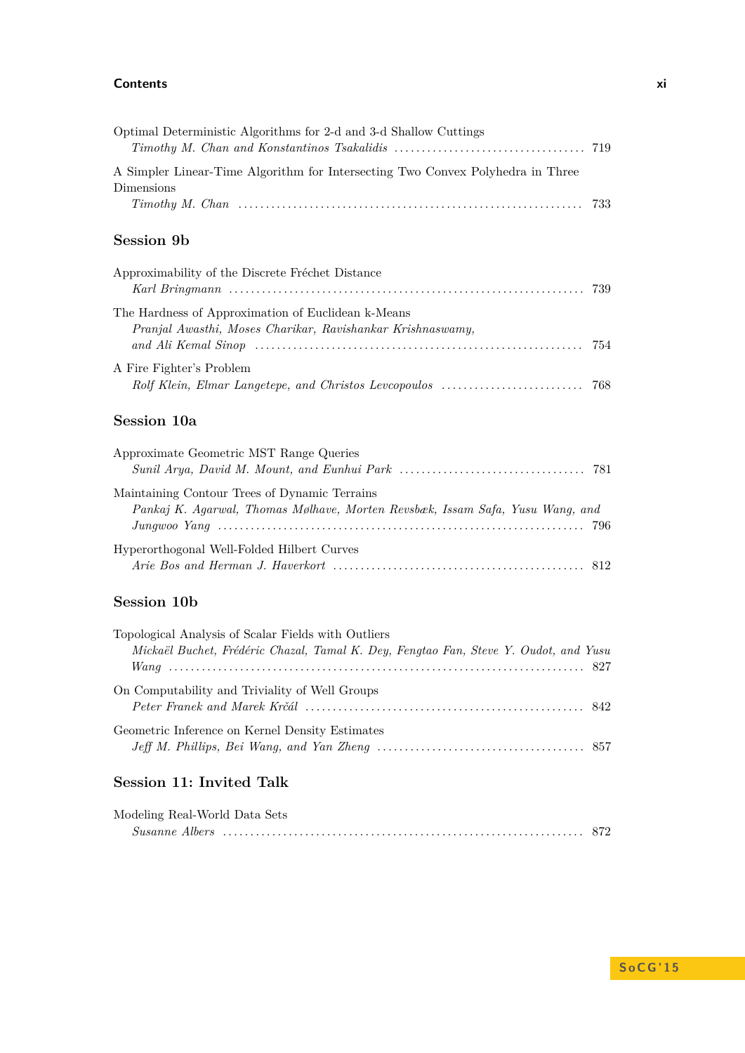Optimal Deterministic Algorithms for 2-d and 3-d Shallow Cuttings
*Timothy M. Chan and Konstantinos Tsakalidis* .................................. 719

A Simpler Linear-Time Algorithm for Intersecting Two Convex Polyhedra in Three Dimensions
*Timothy M. Chan* ............................................................ 733

## Session 9b

Approximability of the Discrete Fréchet Distance
*Karl Bringmann* .............................................................. 739

The Hardness of Approximation of Euclidean k-Means
*Pranjal Awasthi, Moses Charikar, Ravishankar Krishnaswamy, and Ali Kemal Sinop* ......................................................... 754

A Fire Fighter's Problem
*Rolf Klein, Elmar Langetepe, and Christos Levcopoulos* ......................... 768

## Session 10a

Approximate Geometric MST Range Queries
*Sunil Arya, David M. Mount, and Eunhui Park* .................................. 781

Maintaining Contour Trees of Dynamic Terrains
*Pankaj K. Agarwal, Thomas Mølhave, Morten Revsbæk, Issam Safa, Yusu Wang, and Jungwoo Yang* ................................................................. 796

Hyperorthogonal Well-Folded Hilbert Curves
*Arie Bos and Herman J. Haverkort* ............................................. 812

## Session 10b

Topological Analysis of Scalar Fields with Outliers
*Mickaël Buchet, Frédéric Chazal, Tamal K. Dey, Fengtao Fan, Steve Y. Oudot, and Yusu Wang* ........................................................................ 827

On Computability and Triviality of Well Groups
*Peter Franek and Marek Krčál* ................................................ 842

Geometric Inference on Kernel Density Estimates
*Jeff M. Phillips, Bei Wang, and Yan Zheng* ..................................... 857

## Session 11: Invited Talk

Modeling Real-World Data Sets
*Susanne Albers* ............................................................... 872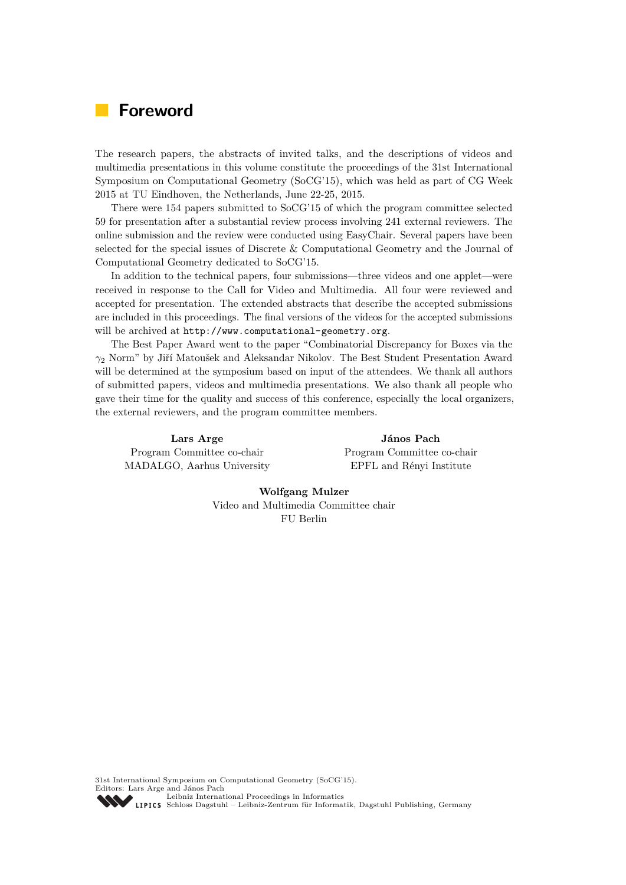# Foreword

The research papers, the abstracts of invited talks, and the descriptions of videos and multimedia presentations in this volume constitute the proceedings of the 31st International Symposium on Computational Geometry (SoCG'15), which was held as part of CG Week 2015 at TU Eindhoven, the Netherlands, June 22-25, 2015.

There were 154 papers submitted to SoCG'15 of which the program committee selected 59 for presentation after a substantial review process involving 241 external reviewers. The online submission and the review were conducted using EasyChair. Several papers have been selected for the special issues of Discrete & Computational Geometry and the Journal of Computational Geometry dedicated to SoCG'15.

In addition to the technical papers, four submissions—three videos and one applet—were received in response to the Call for Video and Multimedia. All four were reviewed and accepted for presentation. The extended abstracts that describe the accepted submissions are included in this proceedings. The final versions of the videos for the accepted submissions will be archived at `http://www.computational-geometry.org`.

The Best Paper Award went to the paper "Combinatorial Discrepancy for Boxes via the $\gamma_2$ Norm" by Jiří Matoušek and Aleksandar Nikolov. The Best Student Presentation Award will be determined at the symposium based on input of the attendees. We thank all authors of submitted papers, videos and multimedia presentations. We also thank all people who gave their time for the quality and success of this conference, especially the local organizers, the external reviewers, and the program committee members.

**Lars Arge**
Program Committee co-chair
MADALGO, Aarhus University

**János Pach**
Program Committee co-chair
EPFL and Rényi Institute

**Wolfgang Mulzer**
Video and Multimedia Committee chair
FU Berlin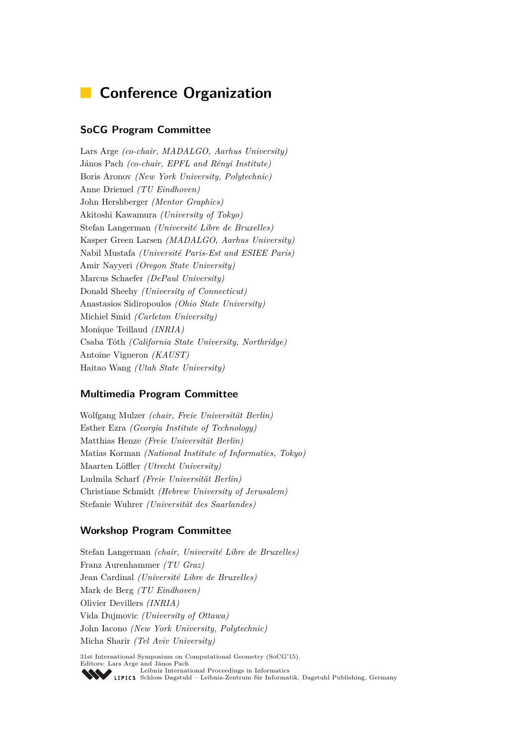# Conference Organization

## SoCG Program Committee

Lars Arge *(co-chair, MADALGO, Aarhus University)*
János Pach *(co-chair, EPFL and Rényi Institute)*
Boris Aronov *(New York University, Polytechnic)*
Anne Driemel *(TU Eindhoven)*
John Hershberger *(Mentor Graphics)*
Akitoshi Kawamura *(University of Tokyo)*
Stefan Langerman *(Université Libre de Bruxelles)*
Kasper Green Larsen *(MADALGO, Aarhus University)*
Nabil Mustafa *(Université Paris-Est and ESIEE Paris)*
Amir Nayyeri *(Oregon State University)*
Marcus Schaefer *(DePaul University)*
Donald Sheehy *(University of Connecticut)*
Anastasios Sidiropoulos *(Ohio State University)*
Michiel Smid *(Carleton University)*
Monique Teillaud *(INRIA)*
Csaba Tóth *(California State University, Northridge)*
Antoine Vigneron *(KAUST)*
Haitao Wang *(Utah State University)*

## Multimedia Program Committee

Wolfgang Mulzer *(chair, Freie Universität Berlin)*
Esther Ezra *(Georgia Institute of Technology)*
Matthias Henze *(Freie Universität Berlin)*
Matias Korman *(National Institute of Informatics, Tokyo)*
Maarten Löffler *(Utrecht University)*
Ludmila Scharf *(Freie Universität Berlin)*
Christiane Schmidt *(Hebrew University of Jerusalem)*
Stefanie Wuhrer *(Universität des Saarlandes)*

## Workshop Program Committee

Stefan Langerman *(chair, Université Libre de Bruxelles)*
Franz Aurenhammer *(TU Graz)*
Jean Cardinal *(Université Libre de Bruxelles)*
Mark de Berg *(TU Eindhoven)*
Olivier Devillers *(INRIA)*
Vida Dujmovic *(University of Ottawa)*
John Iacono *(New York University, Polytechnic)*
Micha Sharir *(Tel Aviv University)*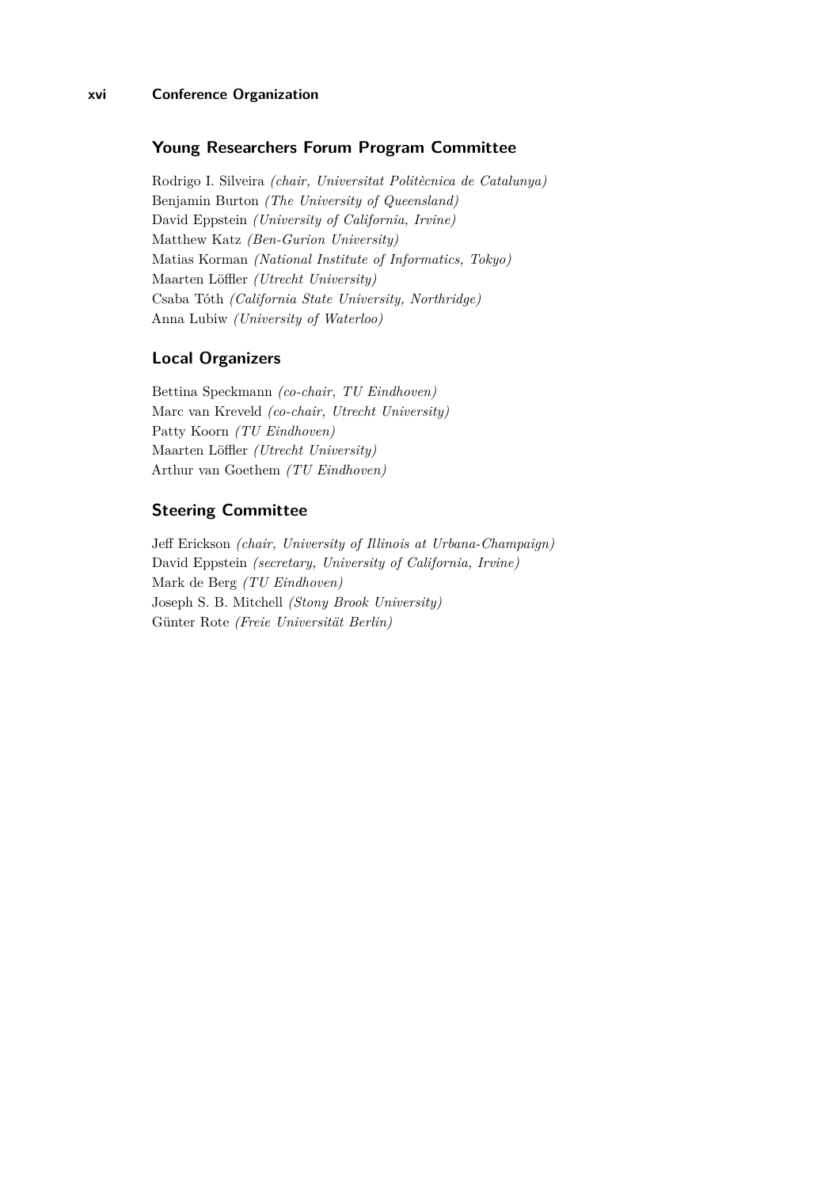## Young Researchers Forum Program Committee

Rodrigo I. Silveira *(chair, Universitat Politècnica de Catalunya)*
Benjamin Burton *(The University of Queensland)*
David Eppstein *(University of California, Irvine)*
Matthew Katz *(Ben-Gurion University)*
Matias Korman *(National Institute of Informatics, Tokyo)*
Maarten Löffler *(Utrecht University)*
Csaba Tóth *(California State University, Northridge)*
Anna Lubiw *(University of Waterloo)*

## Local Organizers

Bettina Speckmann *(co-chair, TU Eindhoven)*
Marc van Kreveld *(co-chair, Utrecht University)*
Patty Koorn *(TU Eindhoven)*
Maarten Löffler *(Utrecht University)*
Arthur van Goethem *(TU Eindhoven)*

## Steering Committee

Jeff Erickson *(chair, University of Illinois at Urbana-Champaign)*
David Eppstein *(secretary, University of California, Irvine)*
Mark de Berg *(TU Eindhoven)*
Joseph S. B. Mitchell *(Stony Brook University)*
Günter Rote *(Freie Universität Berlin)*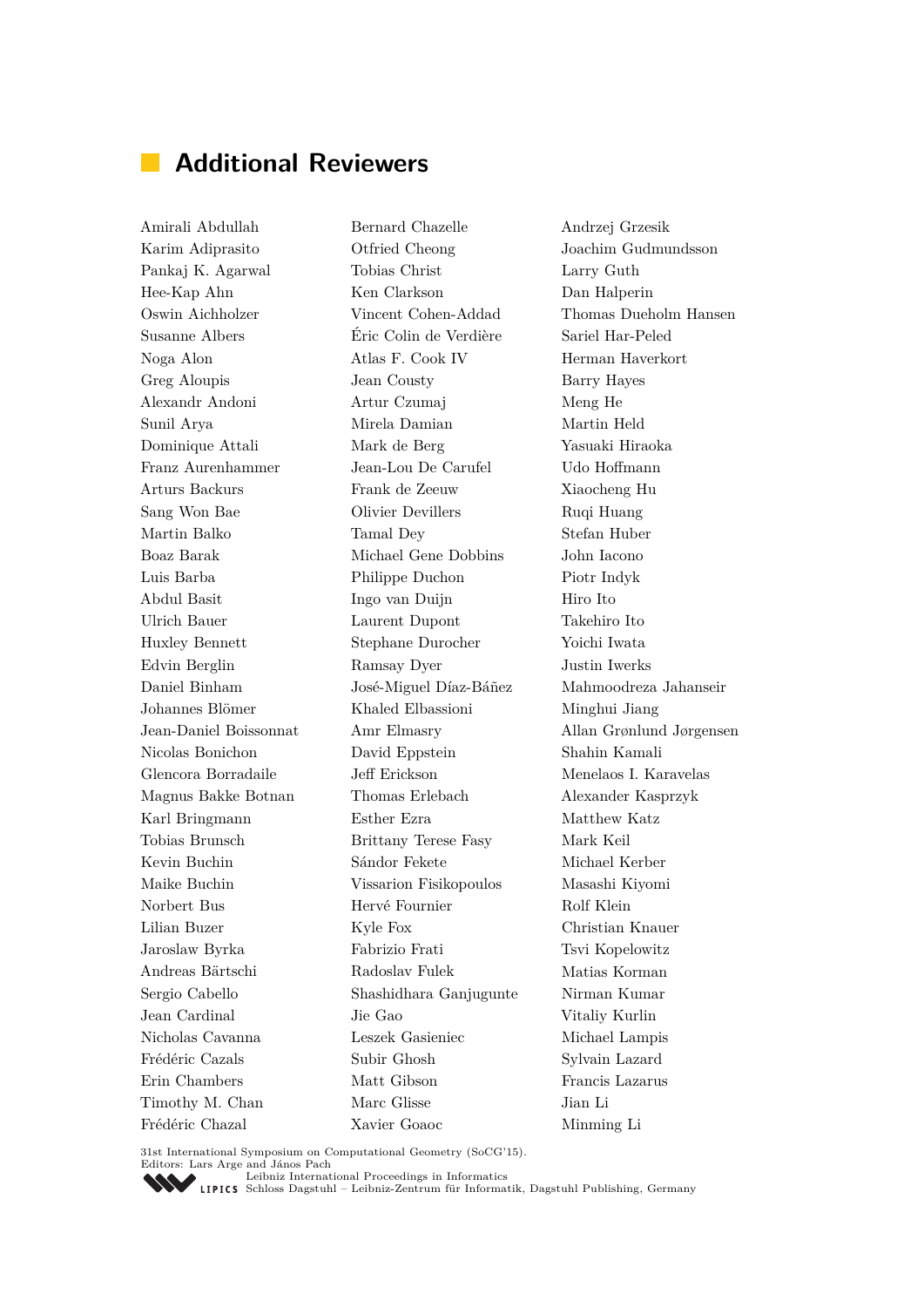# Additional Reviewers

Amirali Abdullah
Karim Adiprasito
Pankaj K. Agarwal
Hee-Kap Ahn
Oswin Aichholzer
Susanne Albers
Noga Alon
Greg Aloupis
Alexandr Andoni
Sunil Arya
Dominique Attali
Franz Aurenhammer
Arturs Backurs
Sang Won Bae
Martin Balko
Boaz Barak
Luis Barba
Abdul Basit
Ulrich Bauer
Huxley Bennett
Edvin Berglin
Daniel Binham
Johannes Blömer
Jean-Daniel Boissonnat
Nicolas Bonichon
Glencora Borradaile
Magnus Bakke Botnan
Karl Bringmann
Tobias Brunsch
Kevin Buchin
Maike Buchin
Norbert Bus
Lilian Buzer
Jaroslaw Byrka
Andreas Bärtschi
Sergio Cabello
Jean Cardinal
Nicholas Cavanna
Frédéric Cazals
Erin Chambers
Timothy M. Chan
Frédéric Chazal
Bernard Chazelle
Otfried Cheong
Tobias Christ
Ken Clarkson
Vincent Cohen-Addad
Éric Colin de Verdière
Atlas F. Cook IV
Jean Cousty
Artur Czumaj
Mirela Damian
Mark de Berg
Jean-Lou De Carufel
Frank de Zeeuw
Olivier Devillers
Tamal Dey
Michael Gene Dobbins
Philippe Duchon
Ingo van Duijn
Laurent Dupont
Stephane Durocher
Ramsay Dyer
José-Miguel Díaz-Báñez
Khaled Elbassioni
Amr Elmasry
David Eppstein
Jeff Erickson
Thomas Erlebach
Esther Ezra
Brittany Terese Fasy
Sándor Fekete
Vissarion Fisikopoulos
Hervé Fournier
Kyle Fox
Fabrizio Frati
Radoslav Fulek
Shashidhara Ganjugunte
Jie Gao
Leszek Gasieniec
Subir Ghosh
Matt Gibson
Marc Glisse
Xavier Goaoc
Andrzej Grzesik
Joachim Gudmundsson
Larry Guth
Dan Halperin
Thomas Dueholm Hansen
Sariel Har-Peled
Herman Haverkort
Barry Hayes
Meng He
Martin Held
Yasuaki Hiraoka
Udo Hoffmann
Xiaocheng Hu
Ruqi Huang
Stefan Huber
John Iacono
Piotr Indyk
Hiro Ito
Takehiro Ito
Yoichi Iwata
Justin Iwerks
Mahmoodreza Jahanseir
Minghui Jiang
Allan Grønlund Jørgensen
Shahin Kamali
Menelaos I. Karavelas
Alexander Kasprzyk
Matthew Katz
Mark Keil
Michael Kerber
Masashi Kiyomi
Rolf Klein
Christian Knauer
Tsvi Kopelowitz
Matias Korman
Nirman Kumar
Vitaliy Kurlin
Michael Lampis
Sylvain Lazard
Francis Lazarus
Jian Li
Minming Li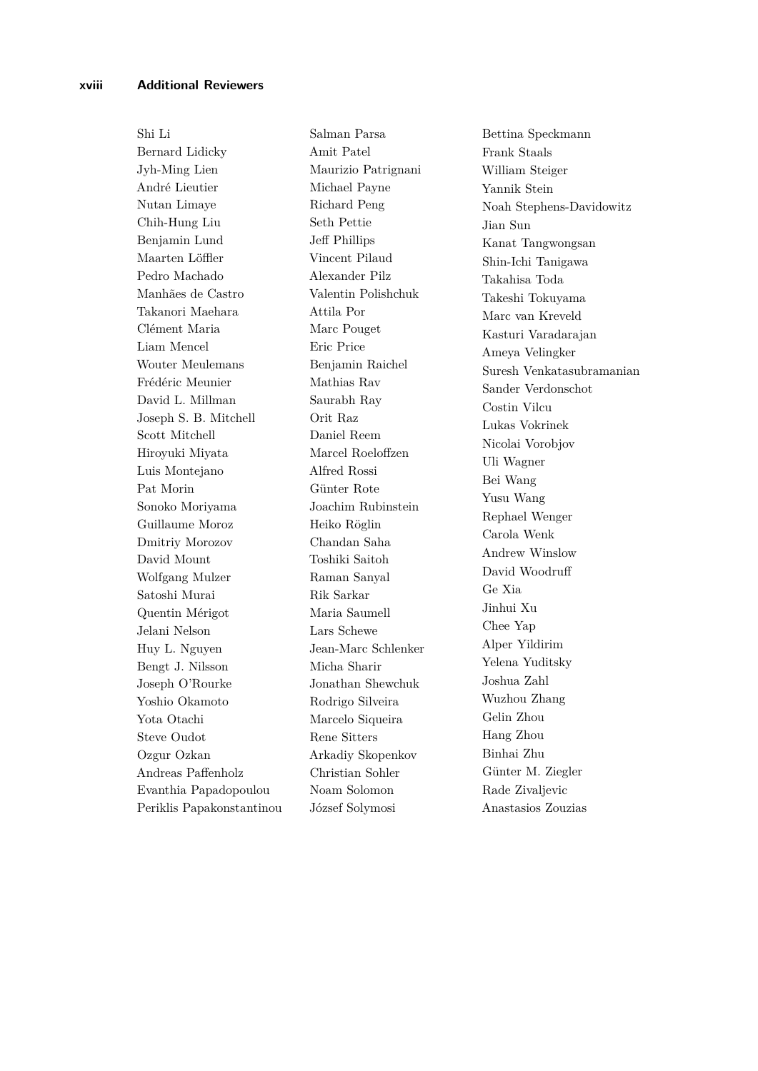Shi Li
Bernard Lidicky
Jyh-Ming Lien
André Lieutier
Nutan Limaye
Chih-Hung Liu
Benjamin Lund
Maarten Löffler
Pedro Machado
Manhães de Castro
Takanori Maehara
Clément Maria
Liam Mencel
Wouter Meulemans
Frédéric Meunier
David L. Millman
Joseph S. B. Mitchell
Scott Mitchell
Hiroyuki Miyata
Luis Montejano
Pat Morin
Sonoko Moriyama
Guillaume Moroz
Dmitriy Morozov
David Mount
Wolfgang Mulzer
Satoshi Murai
Quentin Mérigot
Jelani Nelson
Huy L. Nguyen
Bengt J. Nilsson
Joseph O'Rourke
Yoshio Okamoto
Yota Otachi
Steve Oudot
Ozgur Ozkan
Andreas Paffenholz
Evanthia Papadopoulou
Periklis Papakonstantinou
Salman Parsa
Amit Patel
Maurizio Patrignani
Michael Payne
Richard Peng
Seth Pettie
Jeff Phillips
Vincent Pilaud
Alexander Pilz
Valentin Polishchuk
Attila Por
Marc Pouget
Eric Price
Benjamin Raichel
Mathias Rav
Saurabh Ray
Orit Raz
Daniel Reem
Marcel Roeloffzen
Alfred Rossi
Günter Rote
Joachim Rubinstein
Heiko Röglin
Chandan Saha
Toshiki Saitoh
Raman Sanyal
Rik Sarkar
Maria Saumell
Lars Schewe
Jean-Marc Schlenker
Micha Sharir
Jonathan Shewchuk
Rodrigo Silveira
Marcelo Siqueira
Rene Sitters
Arkadiy Skopenkov
Christian Sohler
Noam Solomon
József Solymosi
Bettina Speckmann
Frank Staals
William Steiger
Yannik Stein
Noah Stephens-Davidowitz
Jian Sun
Kanat Tangwongsan
Shin-Ichi Tanigawa
Takahisa Toda
Takeshi Tokuyama
Marc van Kreveld
Kasturi Varadarajan
Ameya Velingker
Suresh Venkatasubramanian
Sander Verdonschot
Costin Vilcu
Lukas Vokrinek
Nicolai Vorobjov
Uli Wagner
Bei Wang
Yusu Wang
Rephael Wenger
Carola Wenk
Andrew Winslow
David Woodruff
Ge Xia
Jinhui Xu
Chee Yap
Alper Yildirim
Yelena Yuditsky
Joshua Zahl
Wuzhou Zhang
Gelin Zhou
Hang Zhou
Binhai Zhu
Günter M. Ziegler
Rade Zivaljevic
Anastasios Zouzias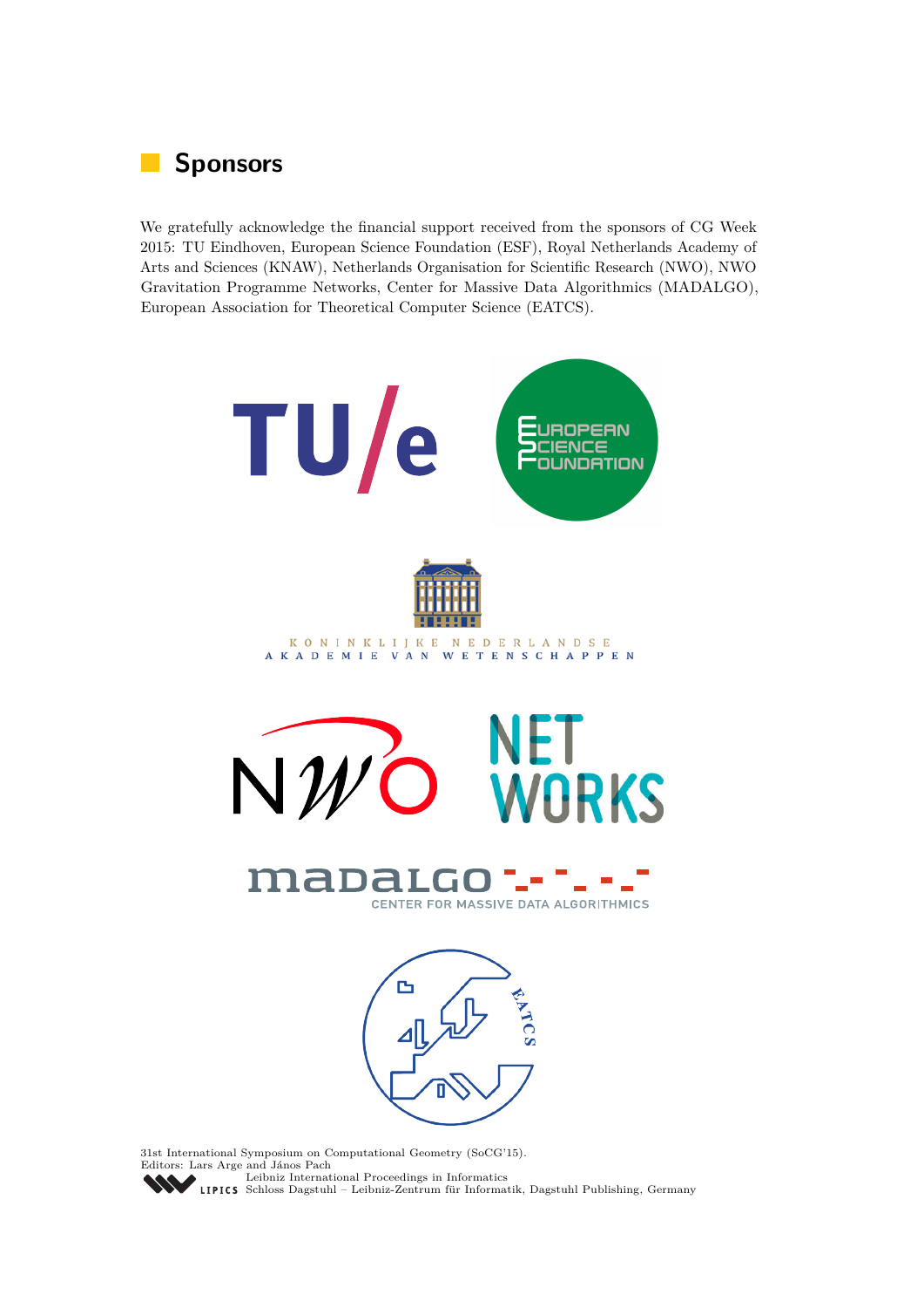# Sponsors

We gratefully acknowledge the financial support received from the sponsors of CG Week 2015: TU Eindhoven, European Science Foundation (ESF), Royal Netherlands Academy of Arts and Sciences (KNAW), Netherlands Organisation for Scientific Research (NWO), NWO Gravitation Programme Networks, Center for Massive Data Algorithmics (MADALGO), European Association for Theoretical Computer Science (EATCS).